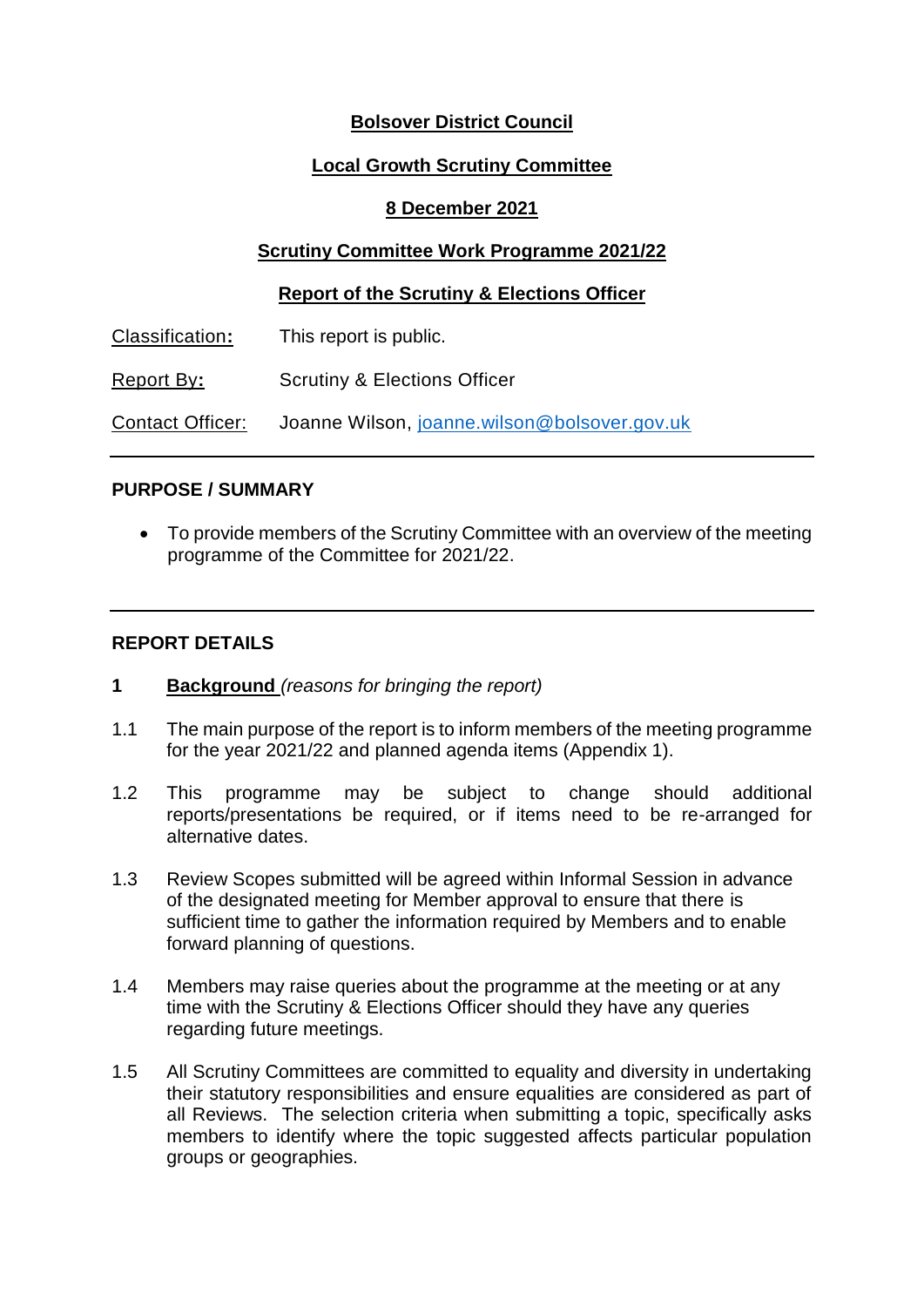**Bolsover District Council**

**Local Growth Scrutiny Committee**

**8 December 2021**

**Scrutiny Committee Work Programme 2021/22**

**Report of the Scrutiny & Elections Officer**

Classification: This report is public.

Report By: Scrutiny & Elections Officer

Contact Officer: Joanne Wilson, joanne.wilson@bolsover.gov.uk

---

**PURPOSE / SUMMARY**

- To provide members of the Scrutiny Committee with an overview of the meeting programme of the Committee for 2021/22.

---

**REPORT DETAILS**

**1 Background** *(reasons for bringing the report)*

1.1 The main purpose of the report is to inform members of the meeting programme for the year 2021/22 and planned agenda items (Appendix 1).

1.2 This programme may be subject to change should additional reports/presentations be required, or if items need to be re-arranged for alternative dates.

1.3 Review Scopes submitted will be agreed within Informal Session in advance of the designated meeting for Member approval to ensure that there is sufficient time to gather the information required by Members and to enable forward planning of questions.

1.4 Members may raise queries about the programme at the meeting or at any time with the Scrutiny & Elections Officer should they have any queries regarding future meetings.

1.5 All Scrutiny Committees are committed to equality and diversity in undertaking their statutory responsibilities and ensure equalities are considered as part of all Reviews. The selection criteria when submitting a topic, specifically asks members to identify where the topic suggested affects particular population groups or geographies.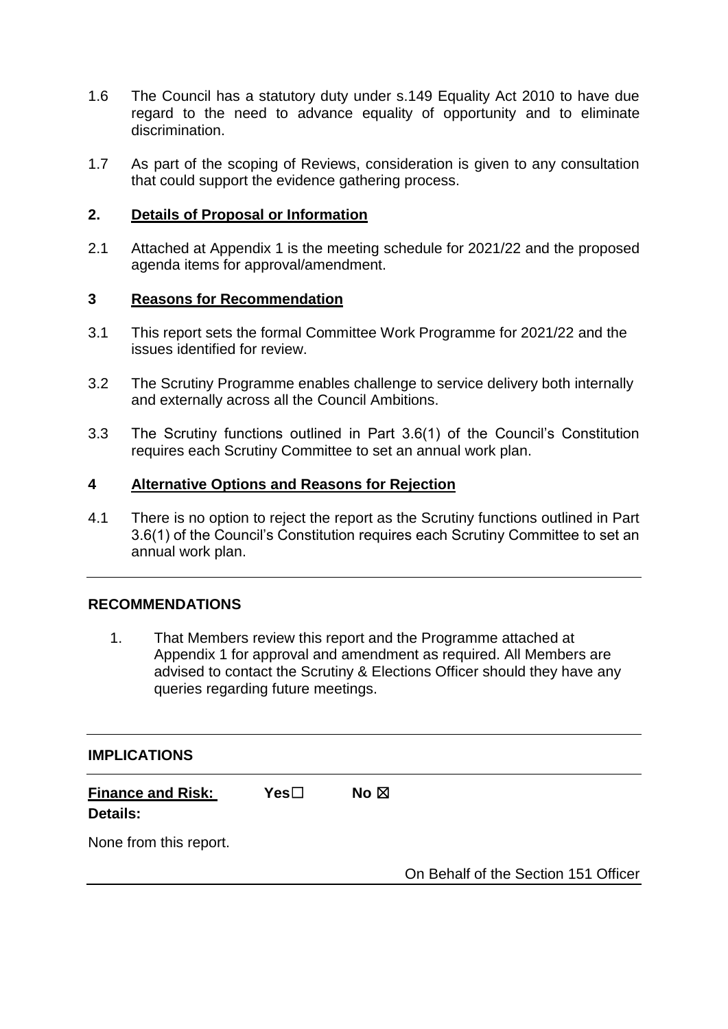1.6 The Council has a statutory duty under s.149 Equality Act 2010 to have due regard to the need to advance equality of opportunity and to eliminate discrimination.

1.7 As part of the scoping of Reviews, consideration is given to any consultation that could support the evidence gathering process.

## 2. Details of Proposal or Information

2.1 Attached at Appendix 1 is the meeting schedule for 2021/22 and the proposed agenda items for approval/amendment.

## 3 Reasons for Recommendation

3.1 This report sets the formal Committee Work Programme for 2021/22 and the issues identified for review.

3.2 The Scrutiny Programme enables challenge to service delivery both internally and externally across all the Council Ambitions.

3.3 The Scrutiny functions outlined in Part 3.6(1) of the Council's Constitution requires each Scrutiny Committee to set an annual work plan.

## 4 Alternative Options and Reasons for Rejection

4.1 There is no option to reject the report as the Scrutiny functions outlined in Part 3.6(1) of the Council's Constitution requires each Scrutiny Committee to set an annual work plan.

---

**RECOMMENDATIONS**

1. That Members review this report and the Programme attached at Appendix 1 for approval and amendment as required. All Members are advised to contact the Scrutiny & Elections Officer should they have any queries regarding future meetings.

---

**IMPLICATIONS**

---

**Finance and Risk:** Yes☐ No ☒

**Details:**

None from this report.

On Behalf of the Section 151 Officer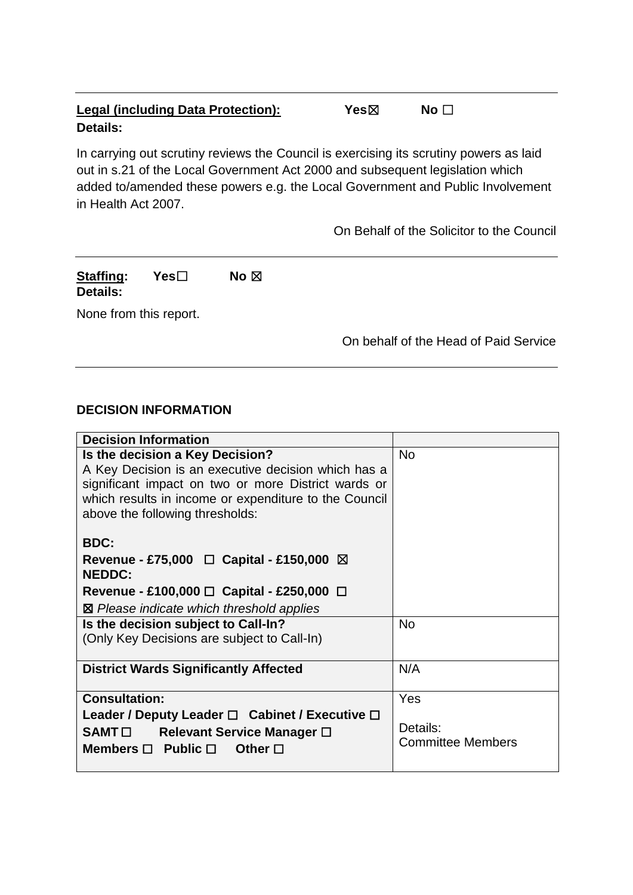---

**Legal (including Data Protection):** Yes☒ No ☐

**Details:**

In carrying out scrutiny reviews the Council is exercising its scrutiny powers as laid out in s.21 of the Local Government Act 2000 and subsequent legislation which added to/amended these powers e.g. the Local Government and Public Involvement in Health Act 2007.

On Behalf of the Solicitor to the Council

---

**Staffing:** Yes☐ No ☒

**Details:**

None from this report.

On behalf of the Head of Paid Service

---

**DECISION INFORMATION**

| **Decision Information** | |
|---|---|
| **Is the decision a Key Decision?**<br>A Key Decision is an executive decision which has a significant impact on two or more District wards or which results in income or expenditure to the Council above the following thresholds:<br><br>**BDC:**<br>**Revenue - £75,000** ☐ **Capital - £150,000** ☒<br>**NEDDC:**<br>**Revenue - £100,000** ☐ **Capital - £250,000** ☐<br>☒ *Please indicate which threshold applies* | No |
| **Is the decision subject to Call-In?**<br>(Only Key Decisions are subject to Call-In) | No |
| **District Wards Significantly Affected** | N/A |
| **Consultation:**<br>**Leader / Deputy Leader** ☐ **Cabinet / Executive** ☐<br>**SAMT** ☐ **Relevant Service Manager** ☐<br>**Members** ☐ **Public** ☐ **Other** ☐ | Yes<br><br>Details:<br>Committee Members |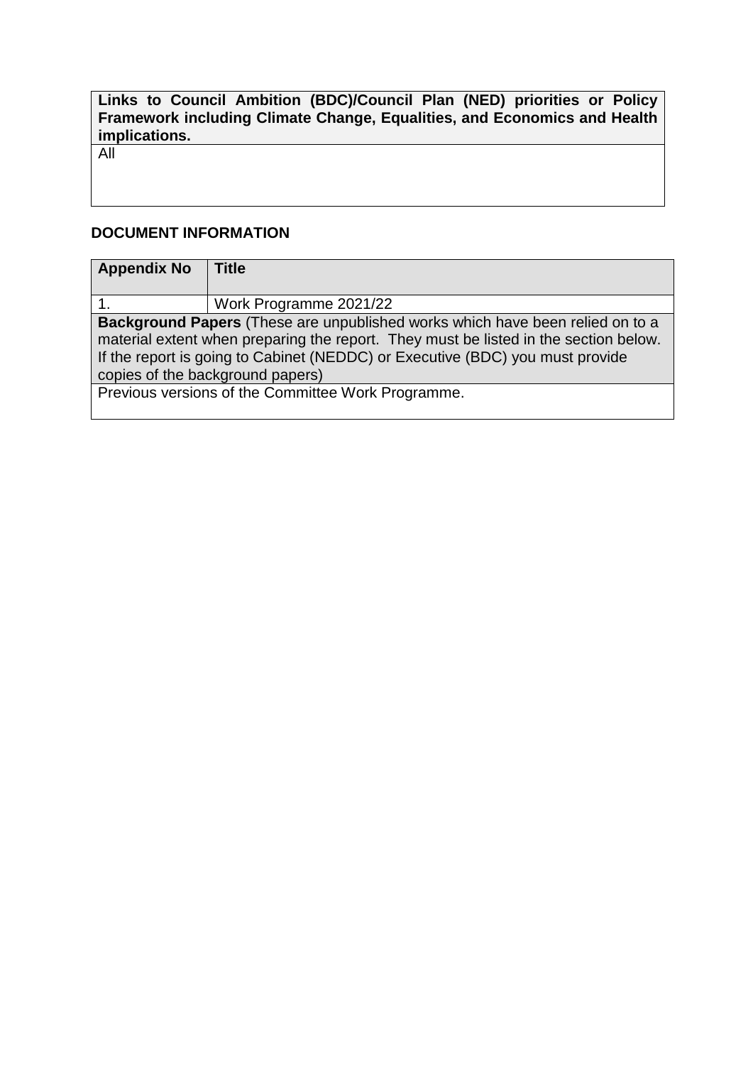| Links to Council Ambition (BDC)/Council Plan (NED) priorities or Policy Framework including Climate Change, Equalities, and Economics and Health implications. |
|---|
| All |

**DOCUMENT INFORMATION**

| Appendix No | Title |
|---|---|
| 1. | Work Programme 2021/22 |
| **Background Papers** (These are unpublished works which have been relied on to a material extent when preparing the report. They must be listed in the section below. If the report is going to Cabinet (NEDDC) or Executive (BDC) you must provide copies of the background papers) | |
| Previous versions of the Committee Work Programme. | |